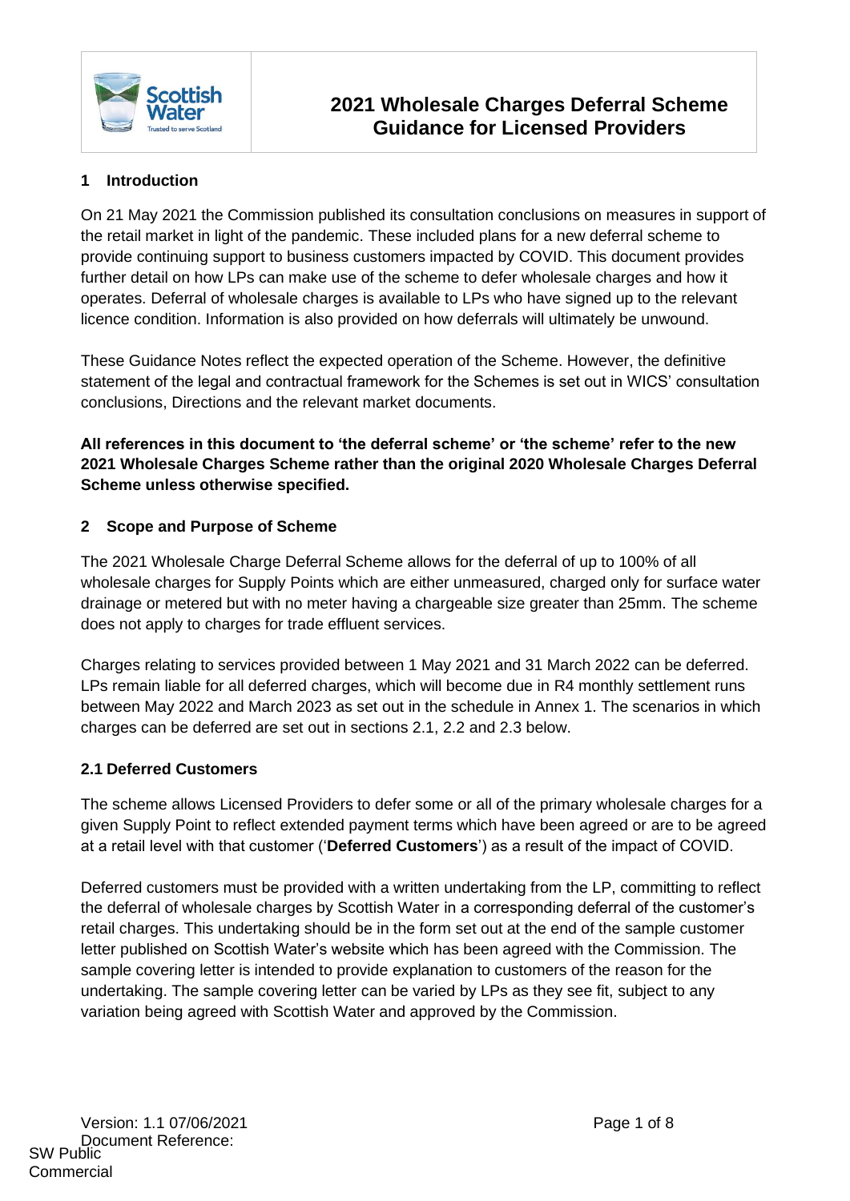# 2021 Wholesale Charges Deferral Scheme Guidance for Licensed Providers

## 1 Introduction

On 21 May 2021 the Commission published its consultation conclusions on measures in support of the retail market in light of the pandemic. These included plans for a new deferral scheme to provide continuing support to business customers impacted by COVID. This document provides further detail on how LPs can make use of the scheme to defer wholesale charges and how it operates. Deferral of wholesale charges is available to LPs who have signed up to the relevant licence condition. Information is also provided on how deferrals will ultimately be unwound.

These Guidance Notes reflect the expected operation of the Scheme. However, the definitive statement of the legal and contractual framework for the Schemes is set out in WICS' consultation conclusions, Directions and the relevant market documents.

**All references in this document to 'the deferral scheme' or 'the scheme' refer to the new 2021 Wholesale Charges Scheme rather than the original 2020 Wholesale Charges Deferral Scheme unless otherwise specified.**

## 2 Scope and Purpose of Scheme

The 2021 Wholesale Charge Deferral Scheme allows for the deferral of up to 100% of all wholesale charges for Supply Points which are either unmeasured, charged only for surface water drainage or metered but with no meter having a chargeable size greater than 25mm. The scheme does not apply to charges for trade effluent services.

Charges relating to services provided between 1 May 2021 and 31 March 2022 can be deferred. LPs remain liable for all deferred charges, which will become due in R4 monthly settlement runs between May 2022 and March 2023 as set out in the schedule in Annex 1. The scenarios in which charges can be deferred are set out in sections 2.1, 2.2 and 2.3 below.

### 2.1 Deferred Customers

The scheme allows Licensed Providers to defer some or all of the primary wholesale charges for a given Supply Point to reflect extended payment terms which have been agreed or are to be agreed at a retail level with that customer ('**Deferred Customers**') as a result of the impact of COVID.

Deferred customers must be provided with a written undertaking from the LP, committing to reflect the deferral of wholesale charges by Scottish Water in a corresponding deferral of the customer's retail charges. This undertaking should be in the form set out at the end of the sample customer letter published on Scottish Water's website which has been agreed with the Commission. The sample covering letter is intended to provide explanation to customers of the reason for the undertaking. The sample covering letter can be varied by LPs as they see fit, subject to any variation being agreed with Scottish Water and approved by the Commission.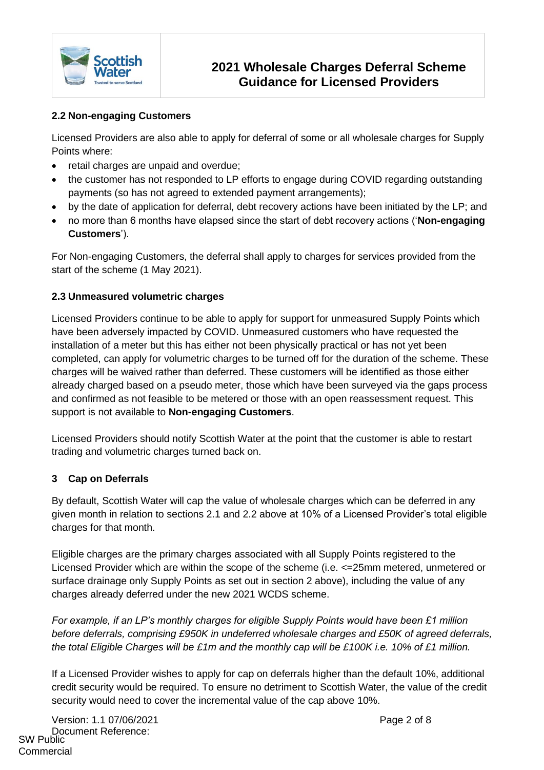### 2.2 Non-engaging Customers

Licensed Providers are also able to apply for deferral of some or all wholesale charges for Supply Points where:

- retail charges are unpaid and overdue;
- the customer has not responded to LP efforts to engage during COVID regarding outstanding payments (so has not agreed to extended payment arrangements);
- by the date of application for deferral, debt recovery actions have been initiated by the LP; and
- no more than 6 months have elapsed since the start of debt recovery actions ('**Non-engaging Customers**').

For Non-engaging Customers, the deferral shall apply to charges for services provided from the start of the scheme (1 May 2021).

### 2.3 Unmeasured volumetric charges

Licensed Providers continue to be able to apply for support for unmeasured Supply Points which have been adversely impacted by COVID. Unmeasured customers who have requested the installation of a meter but this has either not been physically practical or has not yet been completed, can apply for volumetric charges to be turned off for the duration of the scheme. These charges will be waived rather than deferred. These customers will be identified as those either already charged based on a pseudo meter, those which have been surveyed via the gaps process and confirmed as not feasible to be metered or those with an open reassessment request. This support is not available to **Non-engaging Customers**.

Licensed Providers should notify Scottish Water at the point that the customer is able to restart trading and volumetric charges turned back on.

## 3 Cap on Deferrals

By default, Scottish Water will cap the value of wholesale charges which can be deferred in any given month in relation to sections 2.1 and 2.2 above at 10% of a Licensed Provider's total eligible charges for that month.

Eligible charges are the primary charges associated with all Supply Points registered to the Licensed Provider which are within the scope of the scheme (i.e. <=25mm metered, unmetered or surface drainage only Supply Points as set out in section 2 above), including the value of any charges already deferred under the new 2021 WCDS scheme.

*For example, if an LP's monthly charges for eligible Supply Points would have been £1 million before deferrals, comprising £950K in undeferred wholesale charges and £50K of agreed deferrals, the total Eligible Charges will be £1m and the monthly cap will be £100K i.e. 10% of £1 million.*

If a Licensed Provider wishes to apply for cap on deferrals higher than the default 10%, additional credit security would be required. To ensure no detriment to Scottish Water, the value of the credit security would need to cover the incremental value of the cap above 10%.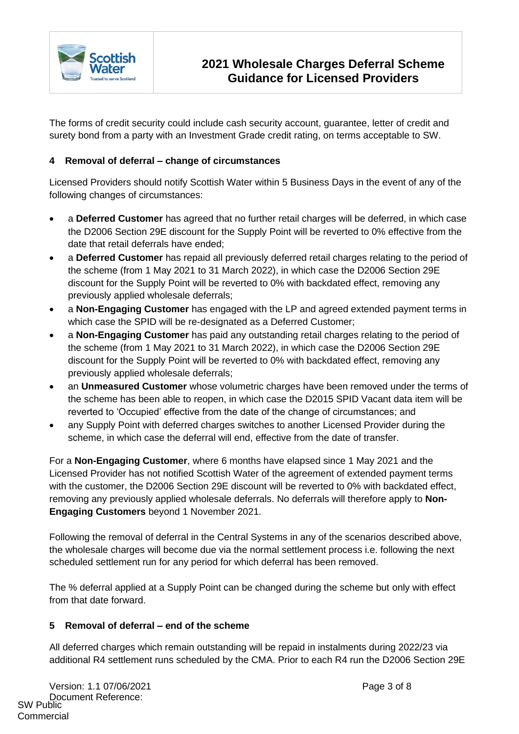The forms of credit security could include cash security account, guarantee, letter of credit and surety bond from a party with an Investment Grade credit rating, on terms acceptable to SW.

## 4 Removal of deferral – change of circumstances

Licensed Providers should notify Scottish Water within 5 Business Days in the event of any of the following changes of circumstances:

- a **Deferred Customer** has agreed that no further retail charges will be deferred, in which case the D2006 Section 29E discount for the Supply Point will be reverted to 0% effective from the date that retail deferrals have ended;
- a **Deferred Customer** has repaid all previously deferred retail charges relating to the period of the scheme (from 1 May 2021 to 31 March 2022), in which case the D2006 Section 29E discount for the Supply Point will be reverted to 0% with backdated effect, removing any previously applied wholesale deferrals;
- a **Non-Engaging Customer** has engaged with the LP and agreed extended payment terms in which case the SPID will be re-designated as a Deferred Customer;
- a **Non-Engaging Customer** has paid any outstanding retail charges relating to the period of the scheme (from 1 May 2021 to 31 March 2022), in which case the D2006 Section 29E discount for the Supply Point will be reverted to 0% with backdated effect, removing any previously applied wholesale deferrals;
- an **Unmeasured Customer** whose volumetric charges have been removed under the terms of the scheme has been able to reopen, in which case the D2015 SPID Vacant data item will be reverted to 'Occupied' effective from the date of the change of circumstances; and
- any Supply Point with deferred charges switches to another Licensed Provider during the scheme, in which case the deferral will end, effective from the date of transfer.

For a **Non-Engaging Customer**, where 6 months have elapsed since 1 May 2021 and the Licensed Provider has not notified Scottish Water of the agreement of extended payment terms with the customer, the D2006 Section 29E discount will be reverted to 0% with backdated effect, removing any previously applied wholesale deferrals. No deferrals will therefore apply to **Non-Engaging Customers** beyond 1 November 2021.

Following the removal of deferral in the Central Systems in any of the scenarios described above, the wholesale charges will become due via the normal settlement process i.e. following the next scheduled settlement run for any period for which deferral has been removed.

The % deferral applied at a Supply Point can be changed during the scheme but only with effect from that date forward.

## 5 Removal of deferral – end of the scheme

All deferred charges which remain outstanding will be repaid in instalments during 2022/23 via additional R4 settlement runs scheduled by the CMA. Prior to each R4 run the D2006 Section 29E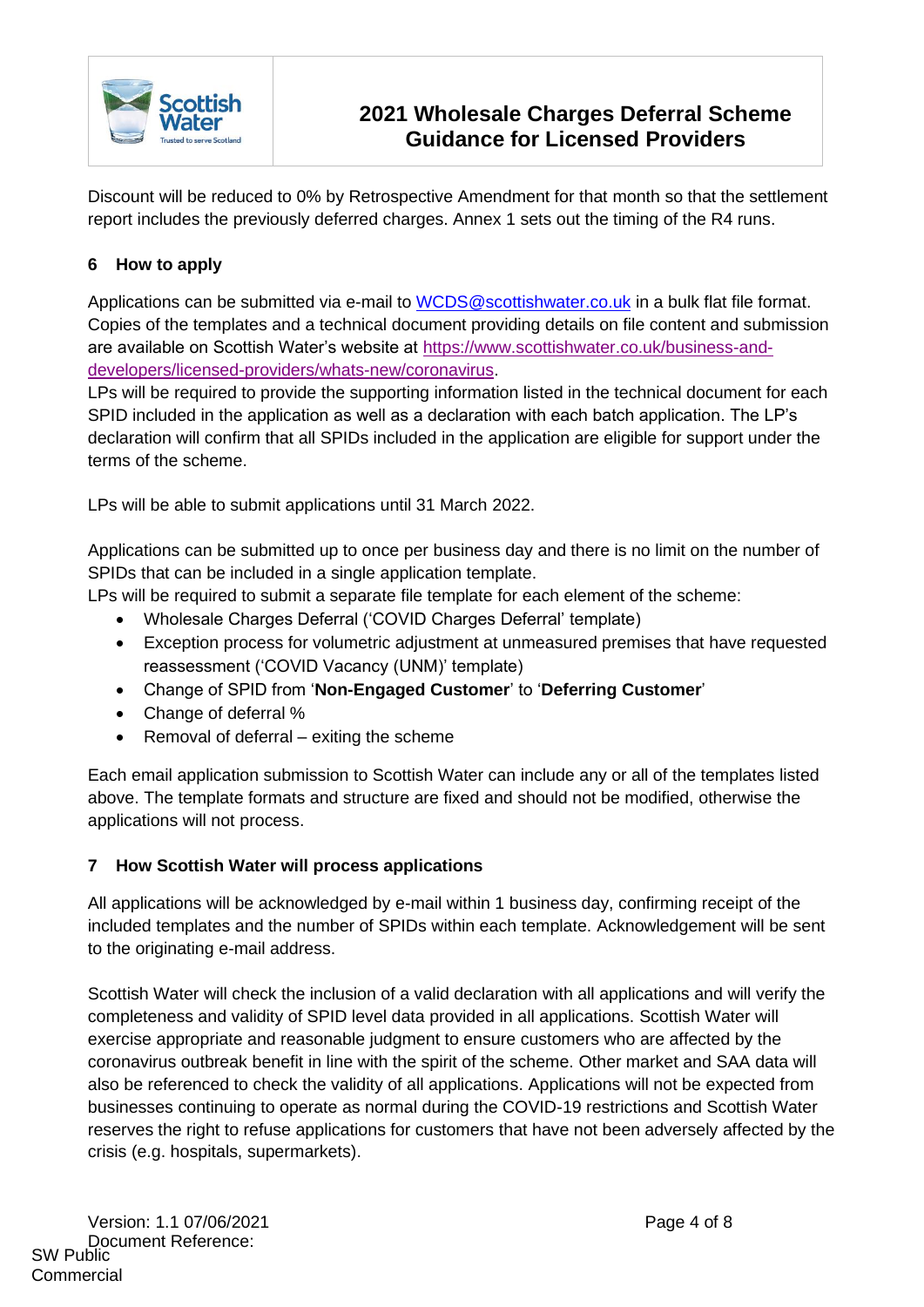Discount will be reduced to 0% by Retrospective Amendment for that month so that the settlement report includes the previously deferred charges. Annex 1 sets out the timing of the R4 runs.

## 6 How to apply

Applications can be submitted via e-mail to [WCDS@scottishwater.co.uk](mailto:WCDS@scottishwater.co.uk) in a bulk flat file format. Copies of the templates and a technical document providing details on file content and submission are available on Scottish Water's website at [https://www.scottishwater.co.uk/business-and-developers/licensed-providers/whats-new/coronavirus](https://www.scottishwater.co.uk/business-and-developers/licensed-providers/whats-new/coronavirus).
LPs will be required to provide the supporting information listed in the technical document for each SPID included in the application as well as a declaration with each batch application. The LP's declaration will confirm that all SPIDs included in the application are eligible for support under the terms of the scheme.

LPs will be able to submit applications until 31 March 2022.

Applications can be submitted up to once per business day and there is no limit on the number of SPIDs that can be included in a single application template.
LPs will be required to submit a separate file template for each element of the scheme:

- Wholesale Charges Deferral ('COVID Charges Deferral' template)
- Exception process for volumetric adjustment at unmeasured premises that have requested reassessment ('COVID Vacancy (UNM)' template)
- Change of SPID from '**Non-Engaged Customer**' to '**Deferring Customer**'
- Change of deferral %
- Removal of deferral – exiting the scheme

Each email application submission to Scottish Water can include any or all of the templates listed above. The template formats and structure are fixed and should not be modified, otherwise the applications will not process.

## 7 How Scottish Water will process applications

All applications will be acknowledged by e-mail within 1 business day, confirming receipt of the included templates and the number of SPIDs within each template. Acknowledgement will be sent to the originating e-mail address.

Scottish Water will check the inclusion of a valid declaration with all applications and will verify the completeness and validity of SPID level data provided in all applications. Scottish Water will exercise appropriate and reasonable judgment to ensure customers who are affected by the coronavirus outbreak benefit in line with the spirit of the scheme. Other market and SAA data will also be referenced to check the validity of all applications. Applications will not be expected from businesses continuing to operate as normal during the COVID-19 restrictions and Scottish Water reserves the right to refuse applications for customers that have not been adversely affected by the crisis (e.g. hospitals, supermarkets).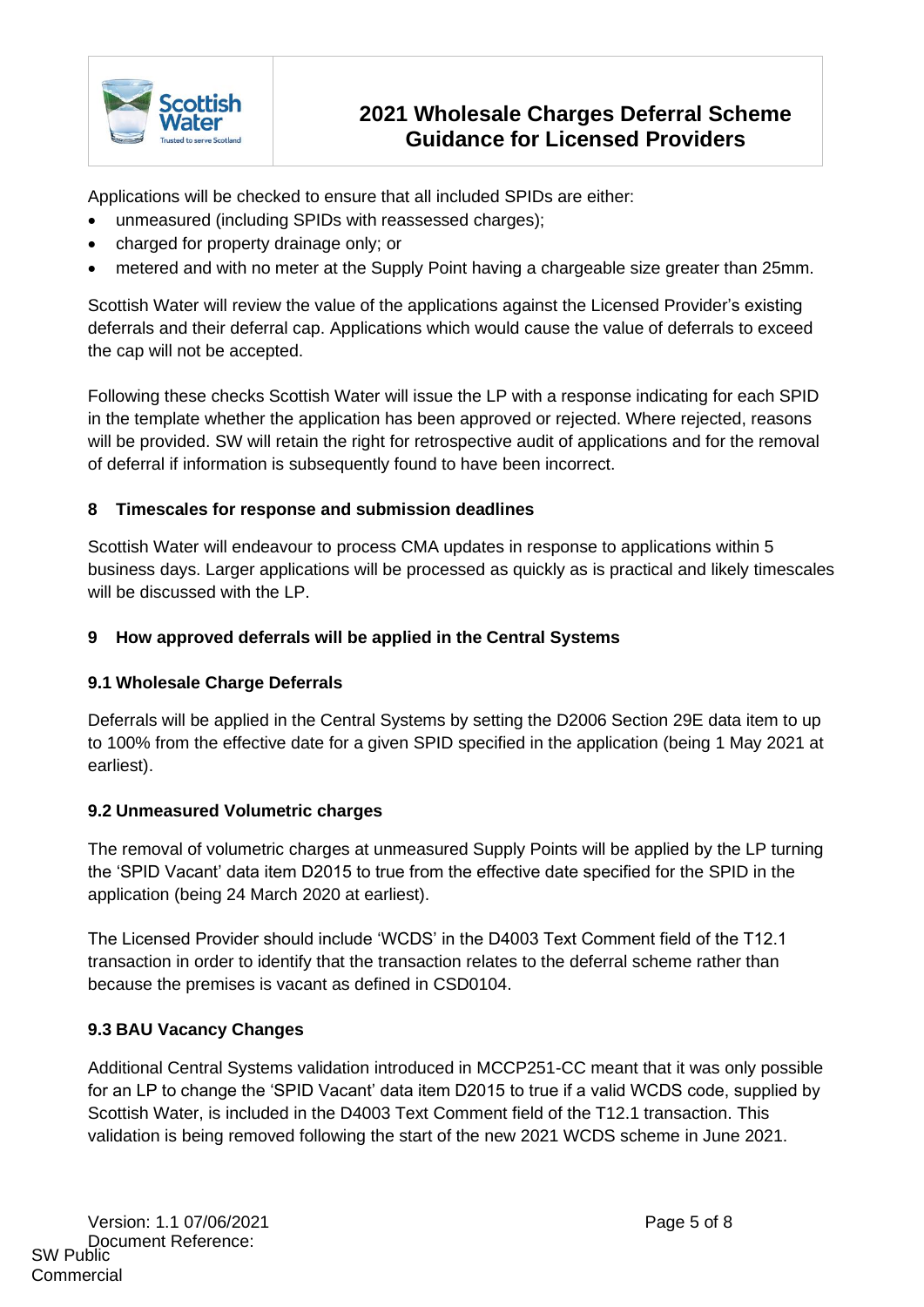Applications will be checked to ensure that all included SPIDs are either:

- unmeasured (including SPIDs with reassessed charges);
- charged for property drainage only; or
- metered and with no meter at the Supply Point having a chargeable size greater than 25mm.

Scottish Water will review the value of the applications against the Licensed Provider's existing deferrals and their deferral cap. Applications which would cause the value of deferrals to exceed the cap will not be accepted.

Following these checks Scottish Water will issue the LP with a response indicating for each SPID in the template whether the application has been approved or rejected. Where rejected, reasons will be provided. SW will retain the right for retrospective audit of applications and for the removal of deferral if information is subsequently found to have been incorrect.

## 8 Timescales for response and submission deadlines

Scottish Water will endeavour to process CMA updates in response to applications within 5 business days. Larger applications will be processed as quickly as is practical and likely timescales will be discussed with the LP.

## 9 How approved deferrals will be applied in the Central Systems

### 9.1 Wholesale Charge Deferrals

Deferrals will be applied in the Central Systems by setting the D2006 Section 29E data item to up to 100% from the effective date for a given SPID specified in the application (being 1 May 2021 at earliest).

### 9.2 Unmeasured Volumetric charges

The removal of volumetric charges at unmeasured Supply Points will be applied by the LP turning the 'SPID Vacant' data item D2015 to true from the effective date specified for the SPID in the application (being 24 March 2020 at earliest).

The Licensed Provider should include 'WCDS' in the D4003 Text Comment field of the T12.1 transaction in order to identify that the transaction relates to the deferral scheme rather than because the premises is vacant as defined in CSD0104.

### 9.3 BAU Vacancy Changes

Additional Central Systems validation introduced in MCCP251-CC meant that it was only possible for an LP to change the 'SPID Vacant' data item D2015 to true if a valid WCDS code, supplied by Scottish Water, is included in the D4003 Text Comment field of the T12.1 transaction. This validation is being removed following the start of the new 2021 WCDS scheme in June 2021.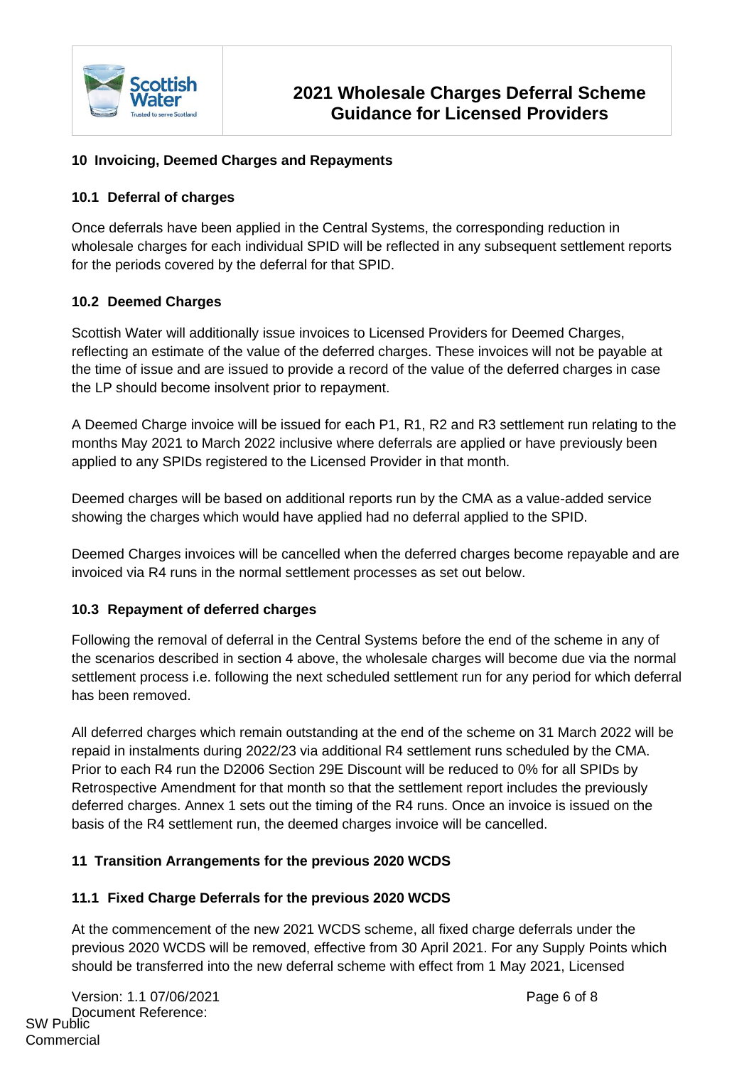## 10 Invoicing, Deemed Charges and Repayments

### 10.1 Deferral of charges

Once deferrals have been applied in the Central Systems, the corresponding reduction in wholesale charges for each individual SPID will be reflected in any subsequent settlement reports for the periods covered by the deferral for that SPID.

### 10.2 Deemed Charges

Scottish Water will additionally issue invoices to Licensed Providers for Deemed Charges, reflecting an estimate of the value of the deferred charges. These invoices will not be payable at the time of issue and are issued to provide a record of the value of the deferred charges in case the LP should become insolvent prior to repayment.

A Deemed Charge invoice will be issued for each P1, R1, R2 and R3 settlement run relating to the months May 2021 to March 2022 inclusive where deferrals are applied or have previously been applied to any SPIDs registered to the Licensed Provider in that month.

Deemed charges will be based on additional reports run by the CMA as a value-added service showing the charges which would have applied had no deferral applied to the SPID.

Deemed Charges invoices will be cancelled when the deferred charges become repayable and are invoiced via R4 runs in the normal settlement processes as set out below.

### 10.3 Repayment of deferred charges

Following the removal of deferral in the Central Systems before the end of the scheme in any of the scenarios described in section 4 above, the wholesale charges will become due via the normal settlement process i.e. following the next scheduled settlement run for any period for which deferral has been removed.

All deferred charges which remain outstanding at the end of the scheme on 31 March 2022 will be repaid in instalments during 2022/23 via additional R4 settlement runs scheduled by the CMA. Prior to each R4 run the D2006 Section 29E Discount will be reduced to 0% for all SPIDs by Retrospective Amendment for that month so that the settlement report includes the previously deferred charges. Annex 1 sets out the timing of the R4 runs. Once an invoice is issued on the basis of the R4 settlement run, the deemed charges invoice will be cancelled.

## 11 Transition Arrangements for the previous 2020 WCDS

### 11.1 Fixed Charge Deferrals for the previous 2020 WCDS

At the commencement of the new 2021 WCDS scheme, all fixed charge deferrals under the previous 2020 WCDS will be removed, effective from 30 April 2021. For any Supply Points which should be transferred into the new deferral scheme with effect from 1 May 2021, Licensed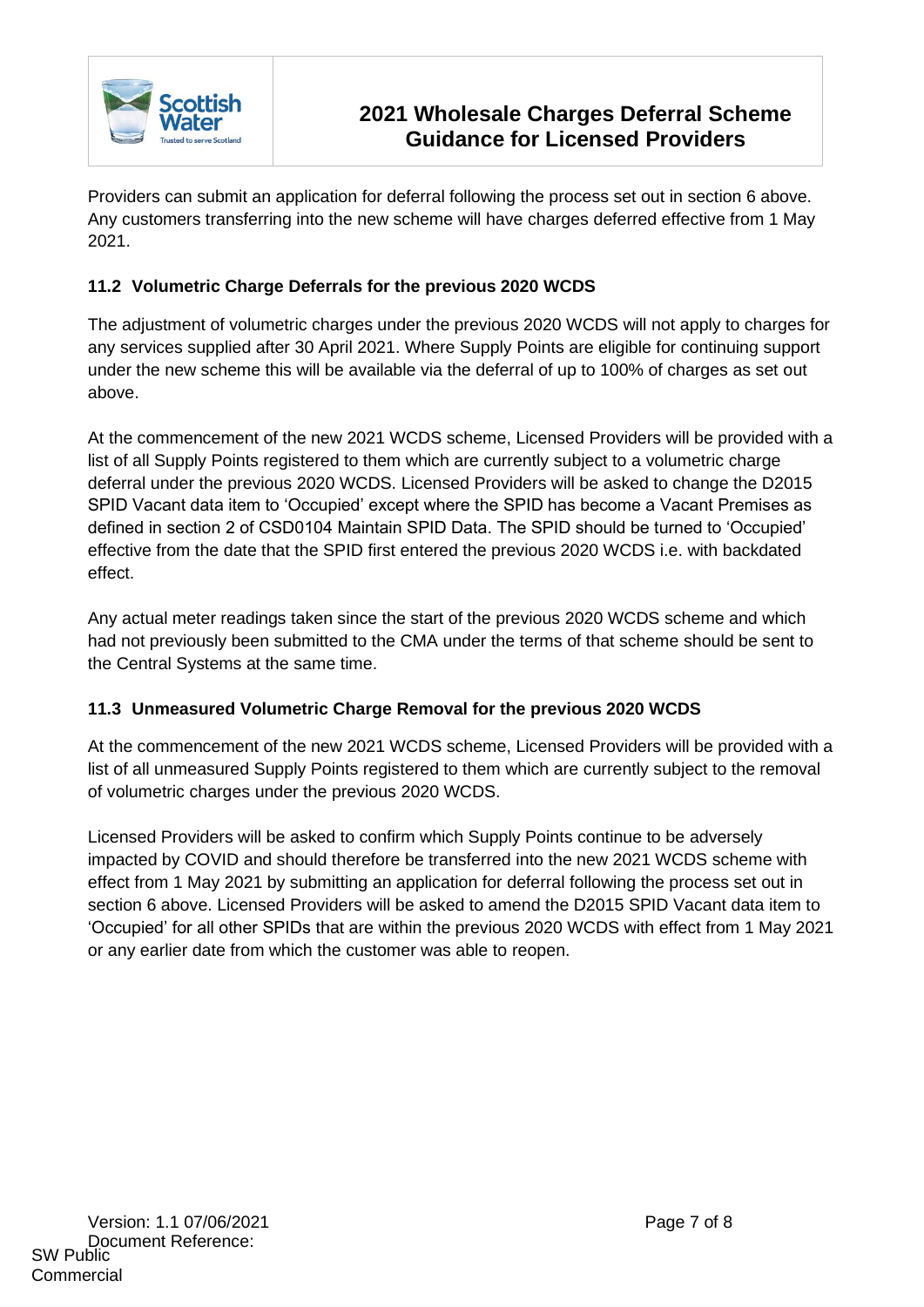Providers can submit an application for deferral following the process set out in section 6 above. Any customers transferring into the new scheme will have charges deferred effective from 1 May 2021.

### 11.2 Volumetric Charge Deferrals for the previous 2020 WCDS

The adjustment of volumetric charges under the previous 2020 WCDS will not apply to charges for any services supplied after 30 April 2021. Where Supply Points are eligible for continuing support under the new scheme this will be available via the deferral of up to 100% of charges as set out above.

At the commencement of the new 2021 WCDS scheme, Licensed Providers will be provided with a list of all Supply Points registered to them which are currently subject to a volumetric charge deferral under the previous 2020 WCDS. Licensed Providers will be asked to change the D2015 SPID Vacant data item to 'Occupied' except where the SPID has become a Vacant Premises as defined in section 2 of CSD0104 Maintain SPID Data. The SPID should be turned to 'Occupied' effective from the date that the SPID first entered the previous 2020 WCDS i.e. with backdated effect.

Any actual meter readings taken since the start of the previous 2020 WCDS scheme and which had not previously been submitted to the CMA under the terms of that scheme should be sent to the Central Systems at the same time.

### 11.3 Unmeasured Volumetric Charge Removal for the previous 2020 WCDS

At the commencement of the new 2021 WCDS scheme, Licensed Providers will be provided with a list of all unmeasured Supply Points registered to them which are currently subject to the removal of volumetric charges under the previous 2020 WCDS.

Licensed Providers will be asked to confirm which Supply Points continue to be adversely impacted by COVID and should therefore be transferred into the new 2021 WCDS scheme with effect from 1 May 2021 by submitting an application for deferral following the process set out in section 6 above. Licensed Providers will be asked to amend the D2015 SPID Vacant data item to 'Occupied' for all other SPIDs that are within the previous 2020 WCDS with effect from 1 May 2021 or any earlier date from which the customer was able to reopen.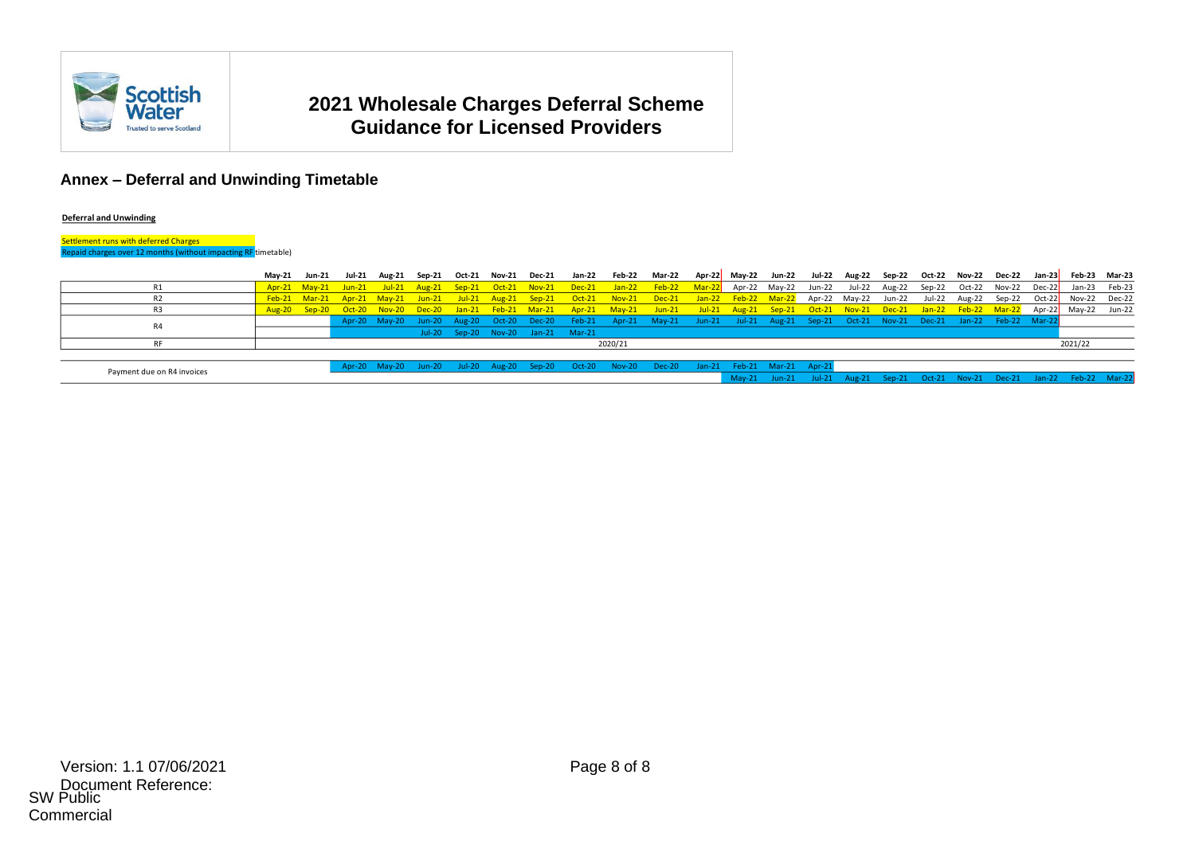## Annex – Deferral and Unwinding Timetable

**Deferral and Unwinding**

Settlement runs with deferred Charges
Repaid charges over 12 months (without impacting RF timetable)

| | May-21 | Jun-21 | Jul-21 | Aug-21 | Sep-21 | Oct-21 | Nov-21 | Dec-21 | Jan-22 | Feb-22 | Mar-22 | Apr-22 | May-22 | Jun-22 | Jul-22 | Aug-22 | Sep-22 | Oct-22 | Nov-22 | Dec-22 | Jan-23 | Feb-23 | Mar-23 |
|---|---|---|---|---|---|---|---|---|---|---|---|---|---|---|---|---|---|---|---|---|---|---|---|
| R1 | Apr-21 | May-21 | Jun-21 | Jul-21 | Aug-21 | Sep-21 | Oct-21 | Nov-21 | Dec-21 | Jan-22 | Feb-22 | Mar-22 | Apr-22 | May-22 | Jun-22 | Jul-22 | Aug-22 | Sep-22 | Oct-22 | Nov-22 | Dec-22 | Jan-23 | Feb-23 |
| R2 | Feb-21 | Mar-21 | Apr-21 | May-21 | Jun-21 | Jul-21 | Aug-21 | Sep-21 | Oct-21 | Nov-21 | Dec-21 | Jan-22 | Feb-22 | Mar-22 | Apr-22 | May-22 | Jun-22 | Jul-22 | Aug-22 | Sep-22 | Oct-22 | Nov-22 | Dec-22 |
| R3 | Aug-20 | Sep-20 | Oct-20 | Nov-20 | Dec-20 | Jan-21 | Feb-21 | Mar-21 | Apr-21 | May-21 | Jun-21 | Jul-21 | Aug-21 | Sep-21 | Oct-21 | Nov-21 | Dec-21 | Jan-22 | Feb-22 | Mar-22 | Apr-22 | May-22 | Jun-22 |
| R4 | | | Apr-20 | May-20 | Jun-20 | Aug-20 | Oct-20 | Dec-20 | Feb-21 | Apr-21 | May-21 | Jun-21 | Jul-21 | Aug-21 | Sep-21 | Oct-21 | Nov-21 | Dec-21 | Jan-22 | Feb-22 | Mar-22 | | |
| | | | | | Jul-20 | Sep-20 | Nov-20 | Jan-21 | Mar-21 | | | | | | | | | | | | | | |
| RF | | | | | | | | | | 2020/21 | | | | | | | | | | | | 2021/22 | |
| Payment due on R4 invoices | | | Apr-20 | May-20 | Jun-20 | Jul-20 | Aug-20 | Sep-20 | Oct-20 | Nov-20 | Dec-20 | Jan-21 | Feb-21 | Mar-21 | Apr-21 | | | | | | | | |
| | | | | | | | | | | | | | May-21 | Jun-21 | Jul-21 | Aug-21 | Sep-21 | Oct-21 | Nov-21 | Dec-21 | Jan-22 | Feb-22 | Mar-22 |